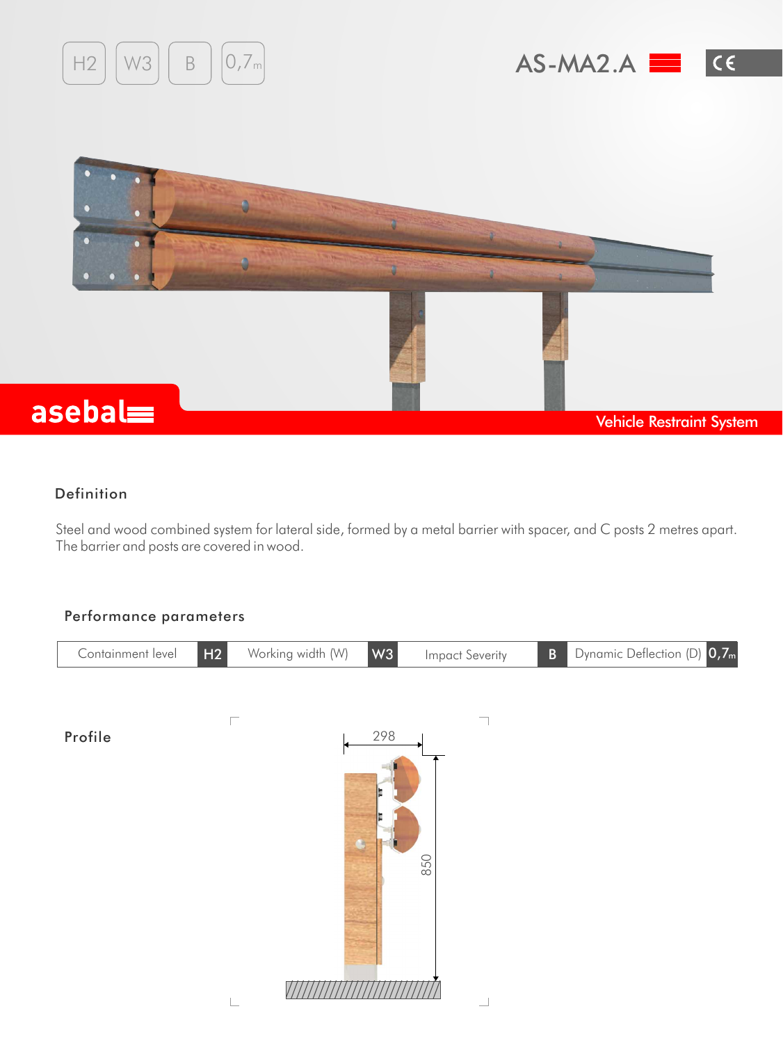H2 W3 B 0,7m

# AS-MA2.A

asebal

Vehicle Restraint System

## Definition

Steel and wood combined system for lateral side, formed by a metal barrier with spacer, and C posts 2 metres apart. The barrier and posts are covered in wood.

## Performance parameters

| Containment level | H2 | Working width (W) | W3 | Impact Severity | B | Dynamic Deflection (D) | 0,7m |
|---|---|---|---|---|---|---|---|

## Profile

298

850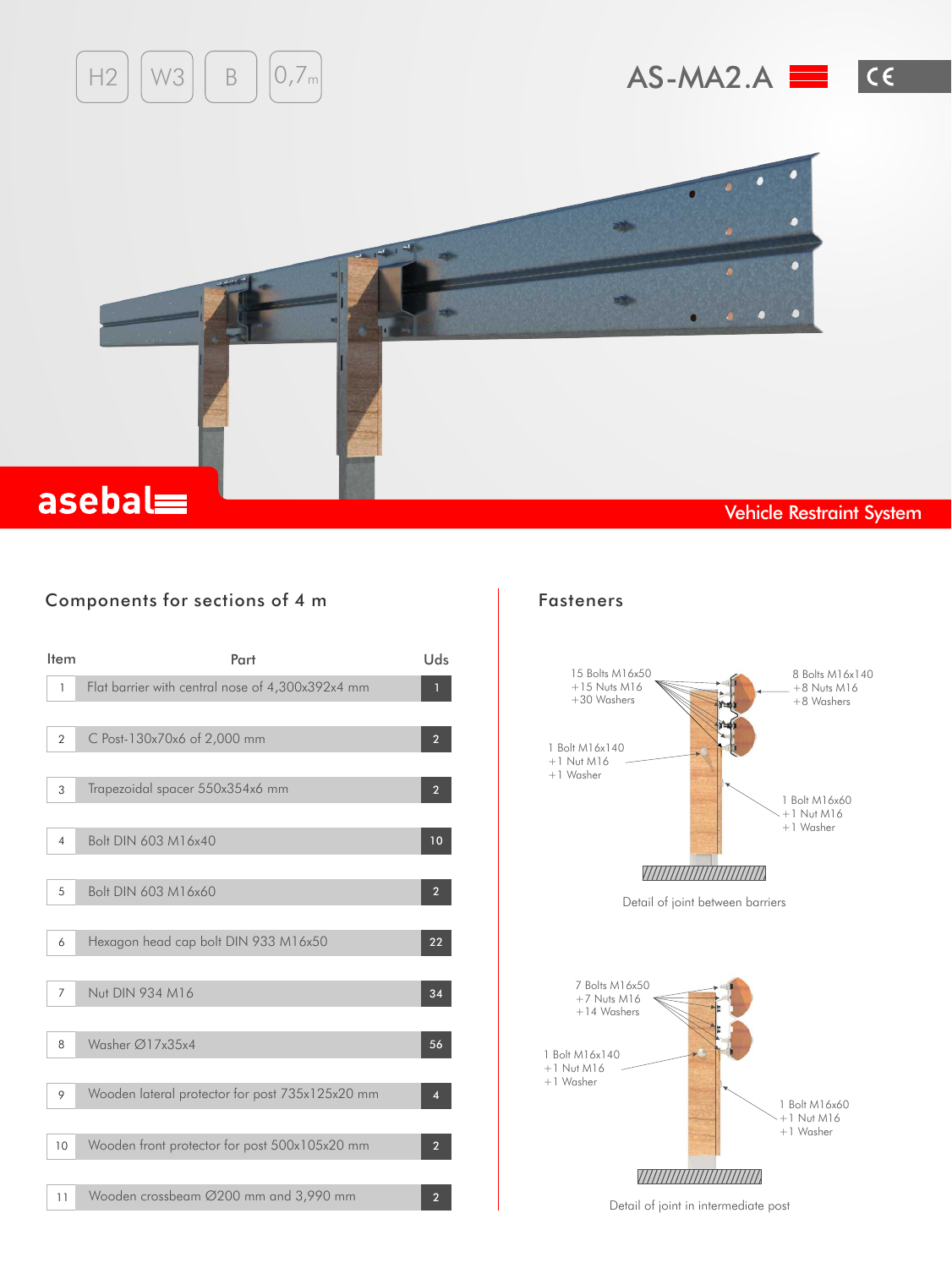H2 W3 B 0,7m

# AS-MA2.A

asebal

Vehicle Restraint System

## Components for sections of 4 m

| Item | Part | Uds |
|---|---|---|
| 1 | Flat barrier with central nose of 4,300x392x4 mm | 1 |
| 2 | C Post-130x70x6 of 2,000 mm | 2 |
| 3 | Trapezoidal spacer 550x354x6 mm | 2 |
| 4 | Bolt DIN 603 M16x40 | 10 |
| 5 | Bolt DIN 603 M16x60 | 2 |
| 6 | Hexagon head cap bolt DIN 933 M16x50 | 22 |
| 7 | Nut DIN 934 M16 | 34 |
| 8 | Washer Ø17x35x4 | 56 |
| 9 | Wooden lateral protector for post 735x125x20 mm | 4 |
| 10 | Wooden front protector for post 500x105x20 mm | 2 |
| 11 | Wooden crossbeam Ø200 mm and 3,990 mm | 2 |

## Fasteners

15 Bolts M16x50
+15 Nuts M16
+30 Washers

8 Bolts M16x140
+8 Nuts M16
+8 Washers

1 Bolt M16x140
+1 Nut M16
+1 Washer

1 Bolt M16x60
+1 Nut M16
+1 Washer

Detail of joint between barriers

7 Bolts M16x50
+7 Nuts M16
+14 Washers

1 Bolt M16x140
+1 Nut M16
+1 Washer

1 Bolt M16x60
+1 Nut M16
+1 Washer

Detail of joint in intermediate post